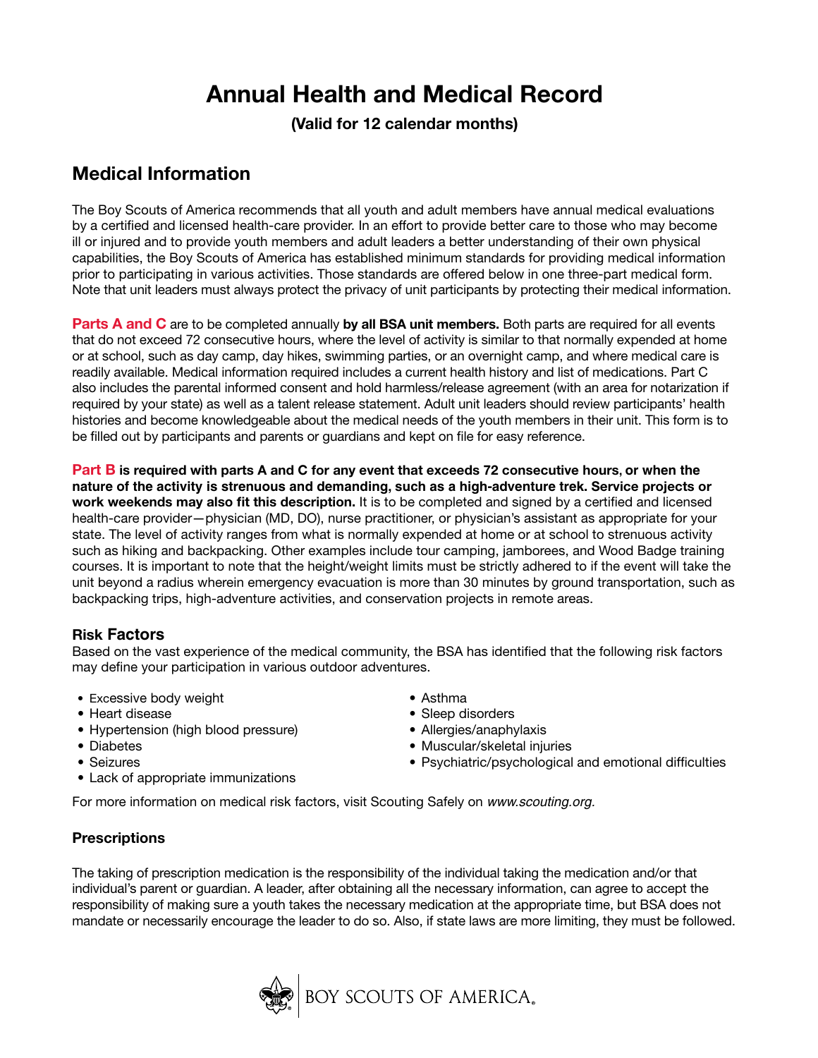# Annual Health and Medical Record

**(Valid for 12 calendar months)**

## Medical Information

The Boy Scouts of America recommends that all youth and adult members have annual medical evaluations by a certified and licensed health-care provider. In an effort to provide better care to those who may become ill or injured and to provide youth members and adult leaders a better understanding of their own physical capabilities, the Boy Scouts of America has established minimum standards for providing medical information prior to participating in various activities. Those standards are offered below in one three-part medical form. Note that unit leaders must always protect the privacy of unit participants by protecting their medical information.

**Parts A and C** are to be completed annually **by all BSA unit members.** Both parts are required for all events that do not exceed 72 consecutive hours, where the level of activity is similar to that normally expended at home or at school, such as day camp, day hikes, swimming parties, or an overnight camp, and where medical care is readily available. Medical information required includes a current health history and list of medications. Part C also includes the parental informed consent and hold harmless/release agreement (with an area for notarization if required by your state) as well as a talent release statement. Adult unit leaders should review participants' health histories and become knowledgeable about the medical needs of the youth members in their unit. This form is to be filled out by participants and parents or guardians and kept on file for easy reference.

**Part B is required with parts A and C for any event that exceeds 72 consecutive hours, or when the nature of the activity is strenuous and demanding, such as a high-adventure trek. Service projects or work weekends may also fit this description.** It is to be completed and signed by a certified and licensed health-care provider—physician (MD, DO), nurse practitioner, or physician's assistant as appropriate for your state. The level of activity ranges from what is normally expended at home or at school to strenuous activity such as hiking and backpacking. Other examples include tour camping, jamborees, and Wood Badge training courses. It is important to note that the height/weight limits must be strictly adhered to if the event will take the unit beyond a radius wherein emergency evacuation is more than 30 minutes by ground transportation, such as backpacking trips, high-adventure activities, and conservation projects in remote areas.

### Risk Factors

Based on the vast experience of the medical community, the BSA has identified that the following risk factors may define your participation in various outdoor adventures.

- Excessive body weight
- Heart disease
- Hypertension (high blood pressure)
- Diabetes
- Seizures
- Lack of appropriate immunizations
- Asthma
- Sleep disorders
- Allergies/anaphylaxis
- Muscular/skeletal injuries
- Psychiatric/psychological and emotional difficulties

For more information on medical risk factors, visit Scouting Safely on *www.scouting.org.*

### Prescriptions

The taking of prescription medication is the responsibility of the individual taking the medication and/or that individual's parent or guardian. A leader, after obtaining all the necessary information, can agree to accept the responsibility of making sure a youth takes the necessary medication at the appropriate time, but BSA does not mandate or necessarily encourage the leader to do so. Also, if state laws are more limiting, they must be followed.

BOY SCOUTS OF AMERICA®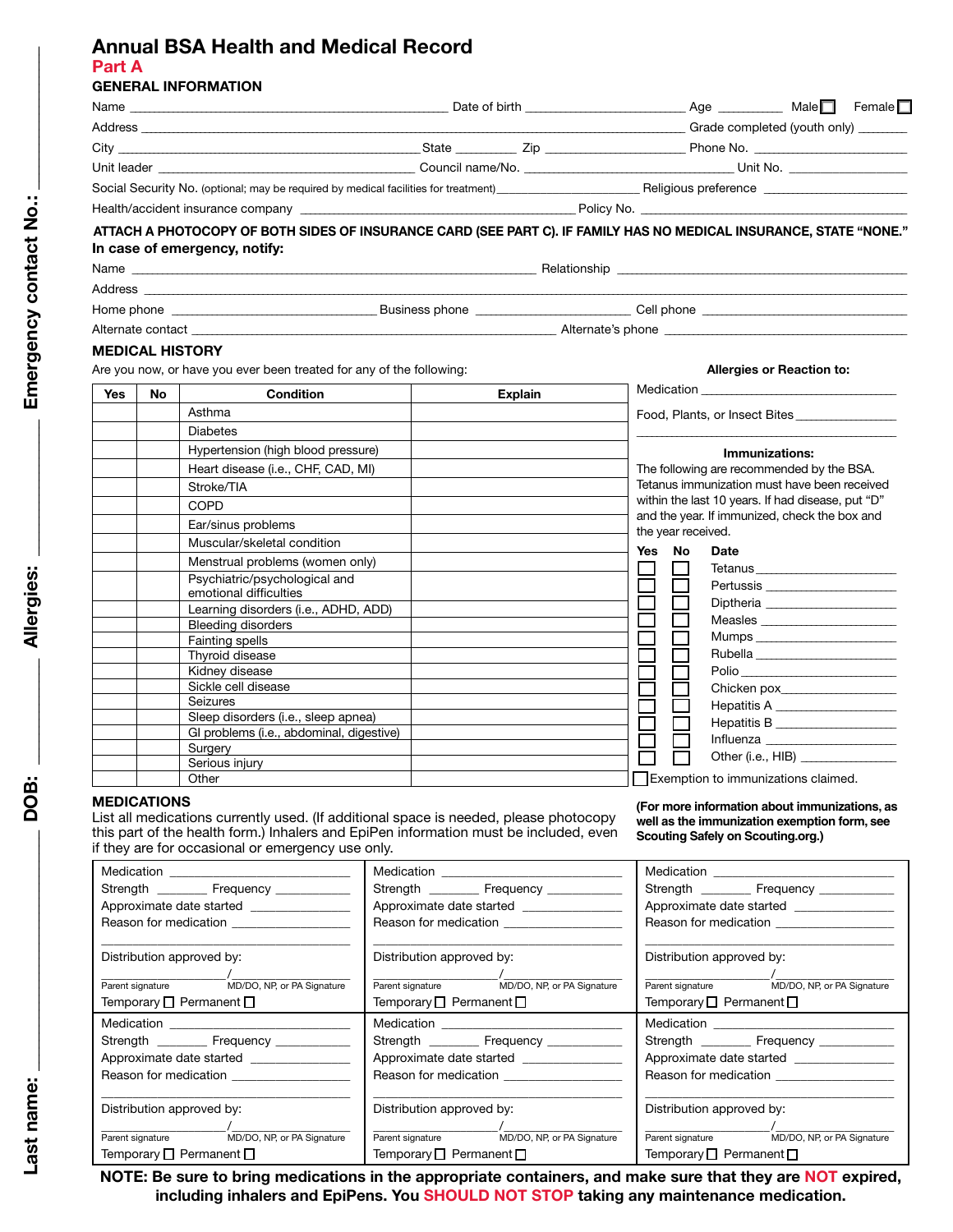Last name: ______ DOB: ______ Allergies: ______ Emergency contact No.: ______

# Annual BSA Health and Medical Record

## Part A

### GENERAL INFORMATION

Name ______ Date of birth ______ Age ______ Male ☐ Female ☐

Address ______ Grade completed (youth only) ______

City ______ State ______ Zip ______ Phone No. ______

Unit leader ______ Council name/No. ______ Unit No. ______

Social Security No. (optional; may be required by medical facilities for treatment) ______ Religious preference ______

Health/accident insurance company ______ Policy No. ______

**ATTACH A PHOTOCOPY OF BOTH SIDES OF INSURANCE CARD (SEE PART C). IF FAMILY HAS NO MEDICAL INSURANCE, STATE "NONE."**

**In case of emergency, notify:**

Name ______ Relationship ______

Address ______

Home phone ______ Business phone ______ Cell phone ______

Alternate contact ______ Alternate's phone ______

### MEDICAL HISTORY

Are you now, or have you ever been treated for any of the following:

| Yes | No | Condition | Explain |
|---|---|---|---|
| | | Asthma | |
| | | Diabetes | |
| | | Hypertension (high blood pressure) | |
| | | Heart disease (i.e., CHF, CAD, MI) | |
| | | Stroke/TIA | |
| | | COPD | |
| | | Ear/sinus problems | |
| | | Muscular/skeletal condition | |
| | | Menstrual problems (women only) | |
| | | Psychiatric/psychological and emotional difficulties | |
| | | Learning disorders (i.e., ADHD, ADD) | |
| | | Bleeding disorders | |
| | | Fainting spells | |
| | | Thyroid disease | |
| | | Kidney disease | |
| | | Sickle cell disease | |
| | | Seizures | |
| | | Sleep disorders (i.e., sleep apnea) | |
| | | GI problems (i.e., abdominal, digestive) | |
| | | Surgery | |
| | | Serious injury | |
| | | Other | |

**Allergies or Reaction to:**

Medication ______

Food, Plants, or Insect Bites ______

**Immunizations:**

The following are recommended by the BSA. Tetanus immunization must have been received within the last 10 years. If had disease, put "D" and the year. If immunized, check the box and the year received.

| Yes | No | Date |
|---|---|---|
| ☐ | ☐ | Tetanus ______ |
| ☐ | ☐ | Pertussis ______ |
| ☐ | ☐ | Diptheria ______ |
| ☐ | ☐ | Measles ______ |
| ☐ | ☐ | Mumps ______ |
| ☐ | ☐ | Rubella ______ |
| ☐ | ☐ | Polio ______ |
| ☐ | ☐ | Chicken pox ______ |
| ☐ | ☐ | Hepatitis A ______ |
| ☐ | ☐ | Hepatitis B ______ |
| ☐ | ☐ | Influenza ______ |
| ☐ | ☐ | Other (i.e., HIB) ______ |

☐ Exemption to immunizations claimed.

**(For more information about immunizations, as well as the immunization exemption form, see Scouting Safely on Scouting.org.)**

### MEDICATIONS

List all medications currently used. (If additional space is needed, please photocopy this part of the health form.) Inhalers and EpiPen information must be included, even if they are for occasional or emergency use only.

| | | |
|---|---|---|
| Medication ______<br>Strength ______ Frequency ______<br>Approximate date started ______<br>Reason for medication ______<br>Distribution approved by:<br>______ / ______<br>Parent signature / MD/DO, NP, or PA Signature<br>Temporary ☐ Permanent ☐ | Medication ______<br>Strength ______ Frequency ______<br>Approximate date started ______<br>Reason for medication ______<br>Distribution approved by:<br>______ / ______<br>Parent signature / MD/DO, NP, or PA Signature<br>Temporary ☐ Permanent ☐ | Medication ______<br>Strength ______ Frequency ______<br>Approximate date started ______<br>Reason for medication ______<br>Distribution approved by:<br>______ / ______<br>Parent signature / MD/DO, NP, or PA Signature<br>Temporary ☐ Permanent ☐ |
| Medication ______<br>Strength ______ Frequency ______<br>Approximate date started ______<br>Reason for medication ______<br>Distribution approved by:<br>______ / ______<br>Parent signature / MD/DO, NP, or PA Signature<br>Temporary ☐ Permanent ☐ | Medication ______<br>Strength ______ Frequency ______<br>Approximate date started ______<br>Reason for medication ______<br>Distribution approved by:<br>______ / ______<br>Parent signature / MD/DO, NP, or PA Signature<br>Temporary ☐ Permanent ☐ | Medication ______<br>Strength ______ Frequency ______<br>Approximate date started ______<br>Reason for medication ______<br>Distribution approved by:<br>______ / ______<br>Parent signature / MD/DO, NP, or PA Signature<br>Temporary ☐ Permanent ☐ |

**NOTE: Be sure to bring medications in the appropriate containers, and make sure that they are NOT expired, including inhalers and EpiPens. You SHOULD NOT STOP taking any maintenance medication.**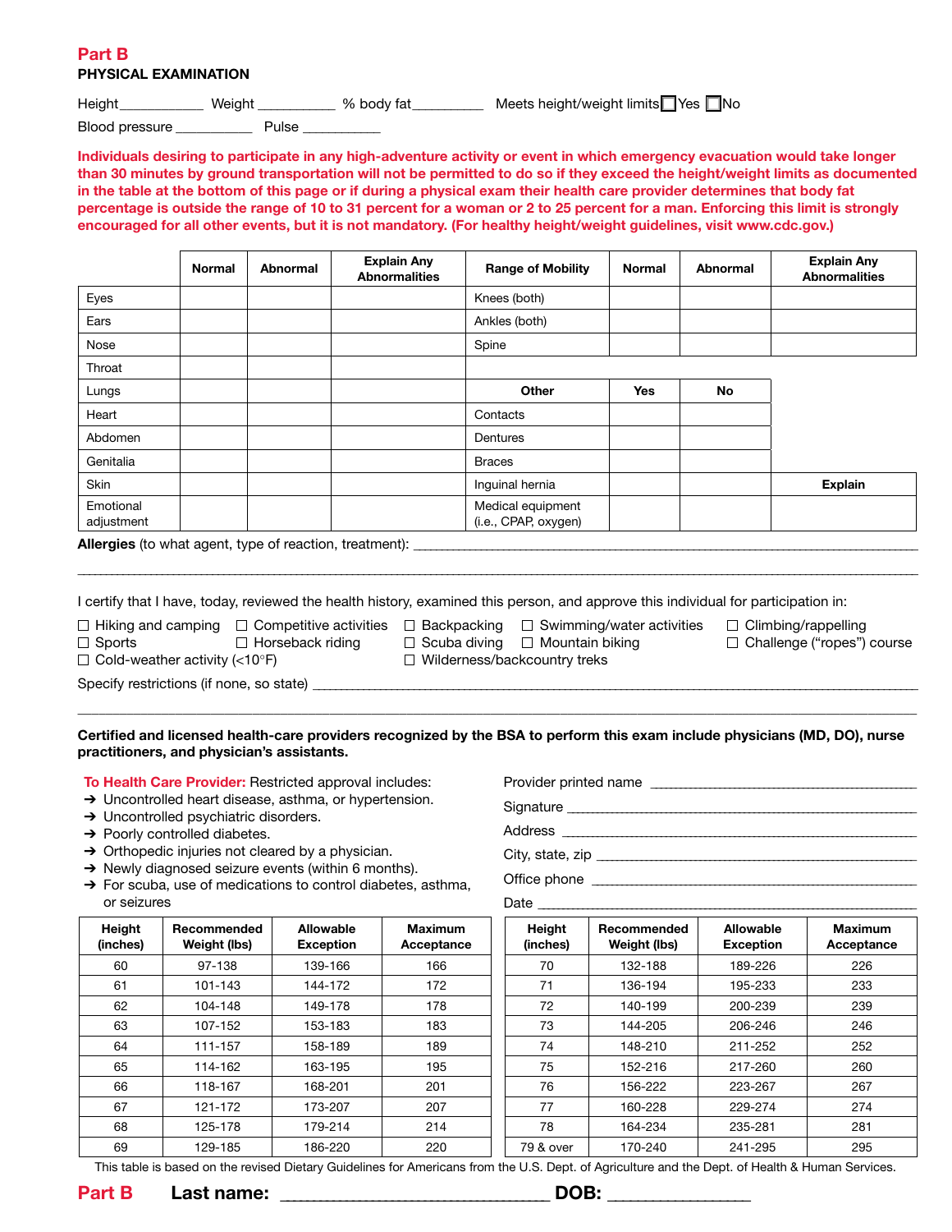## Part B

### PHYSICAL EXAMINATION

Height___________ Weight __________ % body fat_________ Meets height/weight limits ☐ Yes ☐ No

Blood pressure __________ Pulse ___________

**Individuals desiring to participate in any high-adventure activity or event in which emergency evacuation would take longer than 30 minutes by ground transportation will not be permitted to do so if they exceed the height/weight limits as documented in the table at the bottom of this page or if during a physical exam their health care provider determines that body fat percentage is outside the range of 10 to 31 percent for a woman or 2 to 25 percent for a man. Enforcing this limit is strongly encouraged for all other events, but it is not mandatory. (For healthy height/weight guidelines, visit www.cdc.gov.)**

| | Normal | Abnormal | Explain Any Abnormalities |
|---|---|---|---|
| Eyes | | | |
| Ears | | | |
| Nose | | | |
| Throat | | | |
| Lungs | | | |
| Heart | | | |
| Abdomen | | | |
| Genitalia | | | |
| Skin | | | |
| Emotional adjustment | | | |

| Range of Mobility | Normal | Abnormal | Explain Any Abnormalities |
|---|---|---|---|
| Knees (both) | | | |
| Ankles (both) | | | |
| Spine | | | |

| Other | Yes | No | Explain |
|---|---|---|---|
| Contacts | | | |
| Dentures | | | |
| Braces | | | |
| Inguinal hernia | | | |
| Medical equipment (i.e., CPAP, oxygen) | | | |

**Allergies** (to what agent, type of reaction, treatment): ________________________________________________

________________________________________________________________________________

I certify that I have, today, reviewed the health history, examined this person, and approve this individual for participation in:

☐ Hiking and camping ☐ Competitive activities ☐ Backpacking ☐ Swimming/water activities ☐ Climbing/rappelling
☐ Sports ☐ Horseback riding ☐ Scuba diving ☐ Mountain biking ☐ Challenge (“ropes”) course
☐ Cold-weather activity (<10°F) ☐ Wilderness/backcountry treks

Specify restrictions (if none, so state) ________________________________________________

________________________________________________________________________________

**Certified and licensed health-care providers recognized by the BSA to perform this exam include physicians (MD, DO), nurse practitioners, and physician's assistants.**

**To Health Care Provider:** Restricted approval includes:
- → Uncontrolled heart disease, asthma, or hypertension.
- → Uncontrolled psychiatric disorders.
- → Poorly controlled diabetes.
- → Orthopedic injuries not cleared by a physician.
- → Newly diagnosed seizure events (within 6 months).
- → For scuba, use of medications to control diabetes, asthma, or seizures

Provider printed name ________________________________

Signature ________________________________

Address ________________________________

City, state, zip ________________________________

Office phone ________________________________

Date ________________________________

| Height (inches) | Recommended Weight (lbs) | Allowable Exception | Maximum Acceptance |
|---|---|---|---|
| 60 | 97-138 | 139-166 | 166 |
| 61 | 101-143 | 144-172 | 172 |
| 62 | 104-148 | 149-178 | 178 |
| 63 | 107-152 | 153-183 | 183 |
| 64 | 111-157 | 158-189 | 189 |
| 65 | 114-162 | 163-195 | 195 |
| 66 | 118-167 | 168-201 | 201 |
| 67 | 121-172 | 173-207 | 207 |
| 68 | 125-178 | 179-214 | 214 |
| 69 | 129-185 | 186-220 | 220 |
| 70 | 132-188 | 189-226 | 226 |
| 71 | 136-194 | 195-233 | 233 |
| 72 | 140-199 | 200-239 | 239 |
| 73 | 144-205 | 206-246 | 246 |
| 74 | 148-210 | 211-252 | 252 |
| 75 | 152-216 | 217-260 | 260 |
| 76 | 156-222 | 223-267 | 267 |
| 77 | 160-228 | 229-274 | 274 |
| 78 | 164-234 | 235-281 | 281 |
| 79 & over | 170-240 | 241-295 | 295 |

This table is based on the revised Dietary Guidelines for Americans from the U.S. Dept. of Agriculture and the Dept. of Health & Human Services.

**Part B** **Last name:** ______________________________ **DOB:** _______________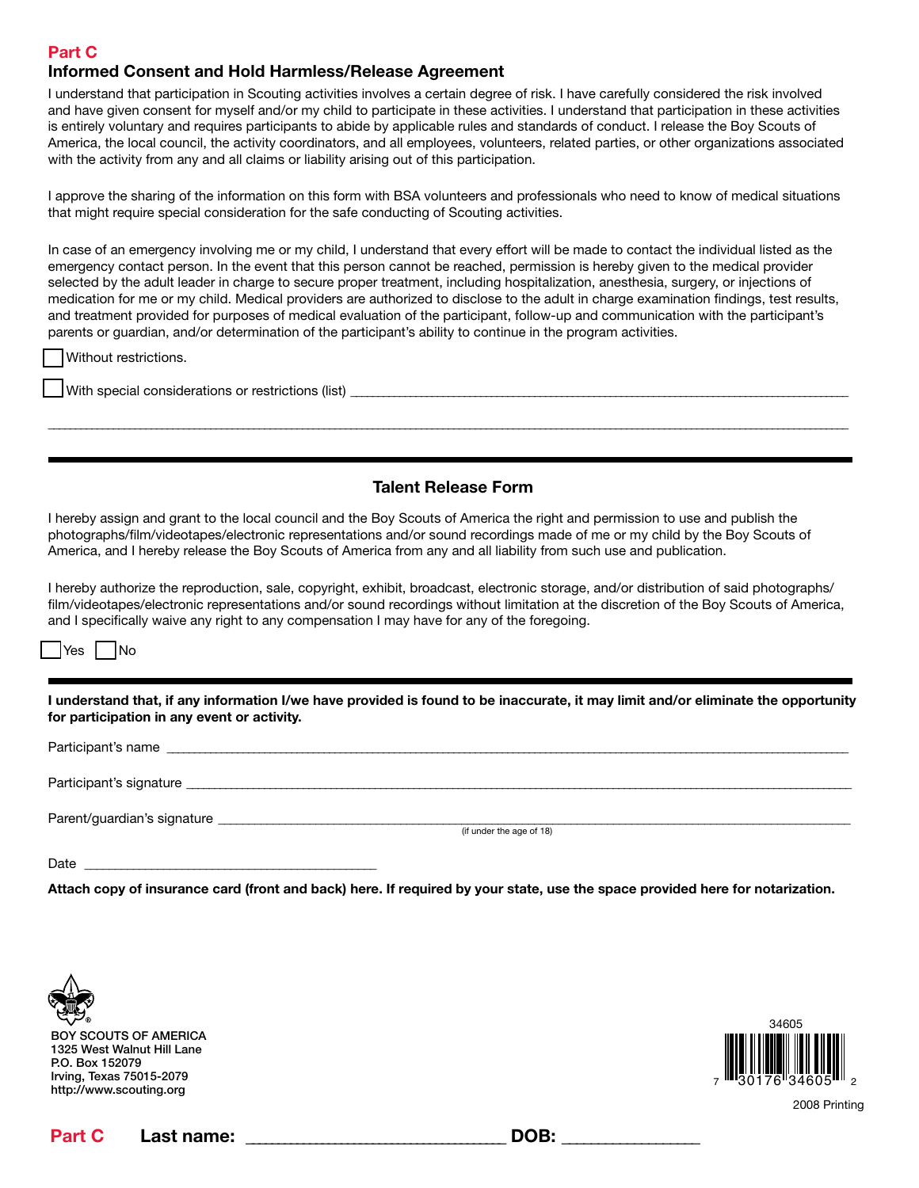## Part C

### Informed Consent and Hold Harmless/Release Agreement

I understand that participation in Scouting activities involves a certain degree of risk. I have carefully considered the risk involved and have given consent for myself and/or my child to participate in these activities. I understand that participation in these activities is entirely voluntary and requires participants to abide by applicable rules and standards of conduct. I release the Boy Scouts of America, the local council, the activity coordinators, and all employees, volunteers, related parties, or other organizations associated with the activity from any and all claims or liability arising out of this participation.

I approve the sharing of the information on this form with BSA volunteers and professionals who need to know of medical situations that might require special consideration for the safe conducting of Scouting activities.

In case of an emergency involving me or my child, I understand that every effort will be made to contact the individual listed as the emergency contact person. In the event that this person cannot be reached, permission is hereby given to the medical provider selected by the adult leader in charge to secure proper treatment, including hospitalization, anesthesia, surgery, or injections of medication for me or my child. Medical providers are authorized to disclose to the adult in charge examination findings, test results, and treatment provided for purposes of medical evaluation of the participant, follow-up and communication with the participant's parents or guardian, and/or determination of the participant's ability to continue in the program activities.

☐ Without restrictions.

☐ With special considerations or restrictions (list) ________________________________________________

________________________________________________________________________________

---

### Talent Release Form

I hereby assign and grant to the local council and the Boy Scouts of America the right and permission to use and publish the photographs/film/videotapes/electronic representations and/or sound recordings made of me or my child by the Boy Scouts of America, and I hereby release the Boy Scouts of America from any and all liability from such use and publication.

I hereby authorize the reproduction, sale, copyright, exhibit, broadcast, electronic storage, and/or distribution of said photographs/film/videotapes/electronic representations and/or sound recordings without limitation at the discretion of the Boy Scouts of America, and I specifically waive any right to any compensation I may have for any of the foregoing.

☐ Yes ☐ No

---

**I understand that, if any information I/we have provided is found to be inaccurate, it may limit and/or eliminate the opportunity for participation in any event or activity.**

Participant's name ________________________________________________

Participant's signature ________________________________________________

Parent/guardian's signature ________________________________________________
(if under the age of 18)

Date ______________________________

**Attach copy of insurance card (front and back) here. If required by your state, use the space provided here for notarization.**

BOY SCOUTS OF AMERICA
1325 West Walnut Hill Lane
P.O. Box 152079
Irving, Texas 75015-2079
http://www.scouting.org

34605
7 30176 34605 2

2008 Printing

**Part C** **Last name:** ______________________ **DOB:** ____________